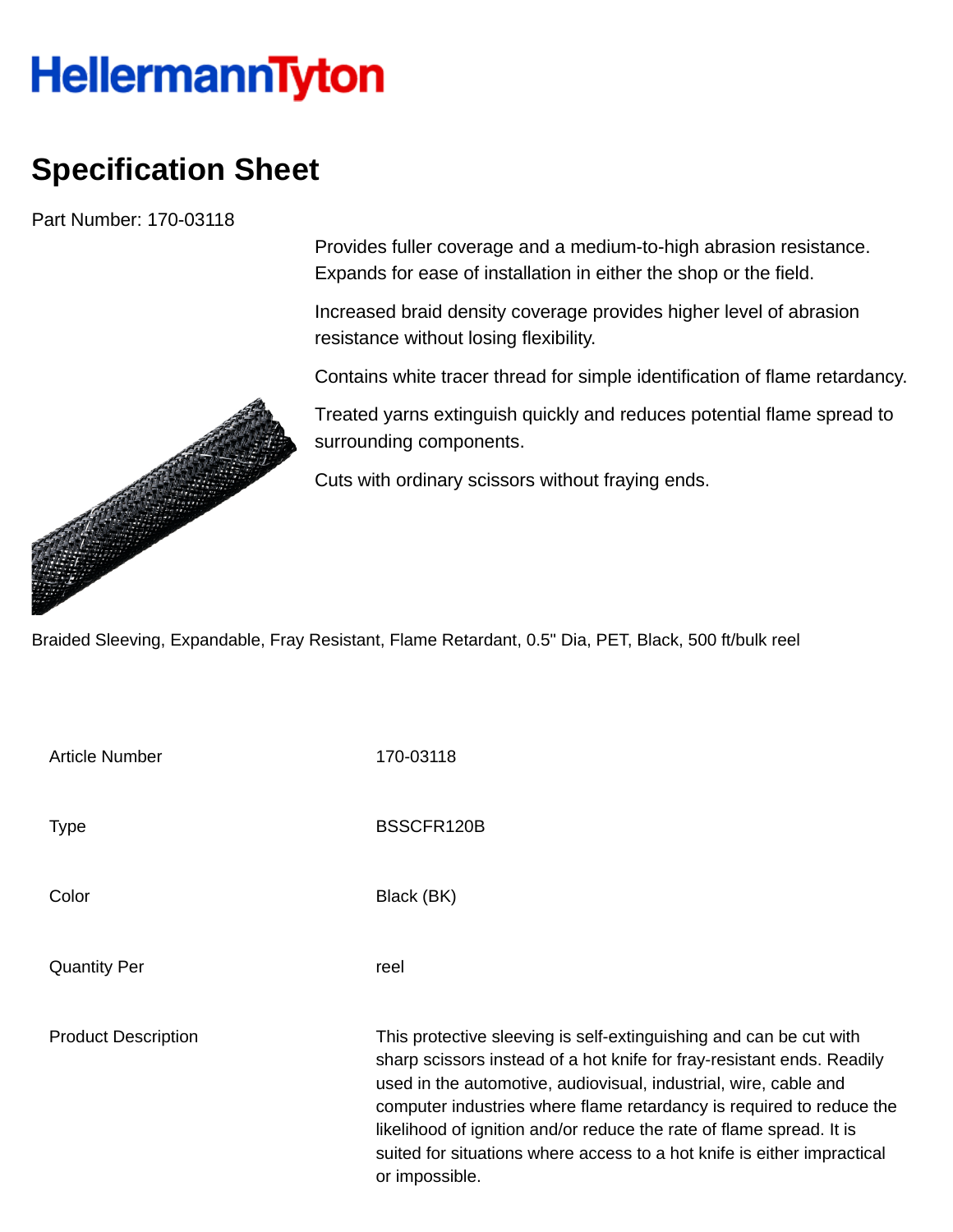# HellermannTyton

## Specification Sheet

Part Number: 170-03118

Provides fuller coverage and a medium-to-high abrasion resistance. Expands for ease of installation in either the shop or the field.

Increased braid density coverage provides higher level of abrasion resistance without losing flexibility.

Contains white tracer thread for simple identification of flame retardancy.

Treated yarns extinguish quickly and reduces potential flame spread to surrounding components.

Cuts with ordinary scissors without fraying ends.

Braided Sleeving, Expandable, Fray Resistant, Flame Retardant, 0.5" Dia, PET, Black, 500 ft/bulk reel

| | |
|---|---|
| Article Number | 170-03118 |
| Type | BSSCFR120B |
| Color | Black (BK) |
| Quantity Per | reel |
| Product Description | This protective sleeving is self-extinguishing and can be cut with sharp scissors instead of a hot knife for fray-resistant ends. Readily used in the automotive, audiovisual, industrial, wire, cable and computer industries where flame retardancy is required to reduce the likelihood of ignition and/or reduce the rate of flame spread. It is suited for situations where access to a hot knife is either impractical or impossible. |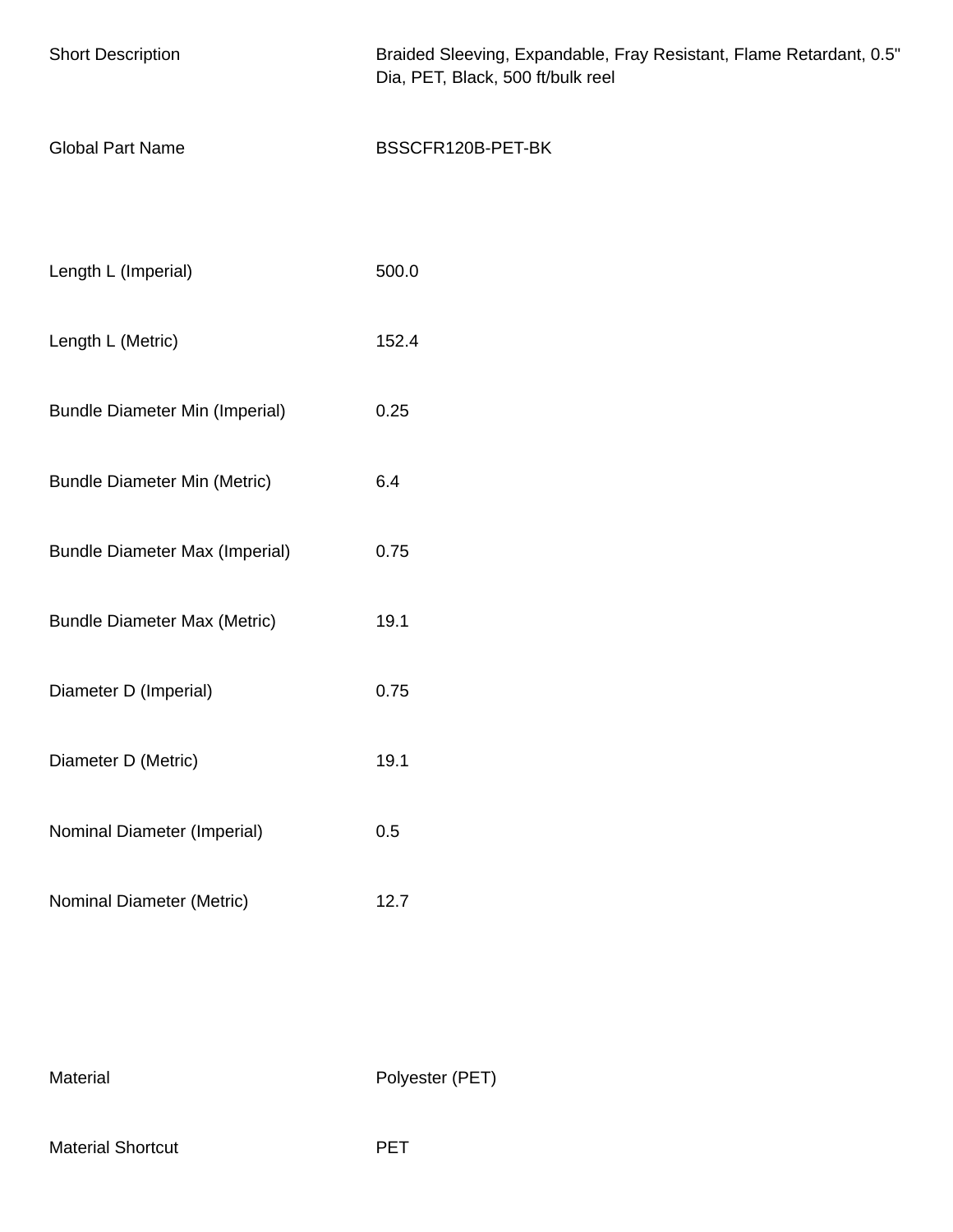| | |
|---|---|
| Short Description | Braided Sleeving, Expandable, Fray Resistant, Flame Retardant, 0.5" Dia, PET, Black, 500 ft/bulk reel |
| Global Part Name | BSSCFR120B-PET-BK |

| | |
|---|---|
| Length L (Imperial) | 500.0 |
| Length L (Metric) | 152.4 |
| Bundle Diameter Min (Imperial) | 0.25 |
| Bundle Diameter Min (Metric) | 6.4 |
| Bundle Diameter Max (Imperial) | 0.75 |
| Bundle Diameter Max (Metric) | 19.1 |
| Diameter D (Imperial) | 0.75 |
| Diameter D (Metric) | 19.1 |
| Nominal Diameter (Imperial) | 0.5 |
| Nominal Diameter (Metric) | 12.7 |

| | |
|---|---|
| Material | Polyester (PET) |
| Material Shortcut | PET |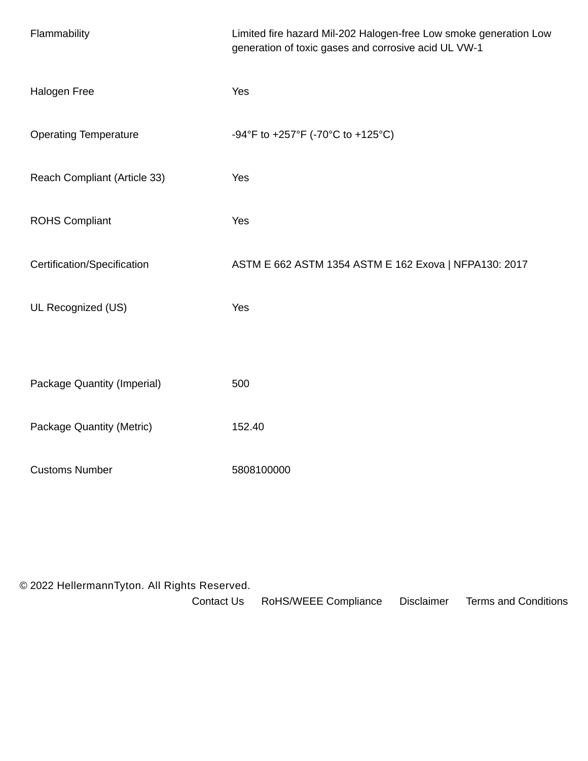| | |
|---|---|
| Flammability | Limited fire hazard Mil-202 Halogen-free Low smoke generation Low generation of toxic gases and corrosive acid UL VW-1 |
| Halogen Free | Yes |
| Operating Temperature | -94°F to +257°F (-70°C to +125°C) |
| Reach Compliant (Article 33) | Yes |
| ROHS Compliant | Yes |
| Certification/Specification | ASTM E 662 ASTM 1354 ASTM E 162 Exova \| NFPA130: 2017 |
| UL Recognized (US) | Yes |

| | |
|---|---|
| Package Quantity (Imperial) | 500 |
| Package Quantity (Metric) | 152.40 |
| Customs Number | 5808100000 |

© 2022 HellermannTyton. All Rights Reserved.

Contact Us RoHS/WEEE Compliance Disclaimer Terms and Conditions